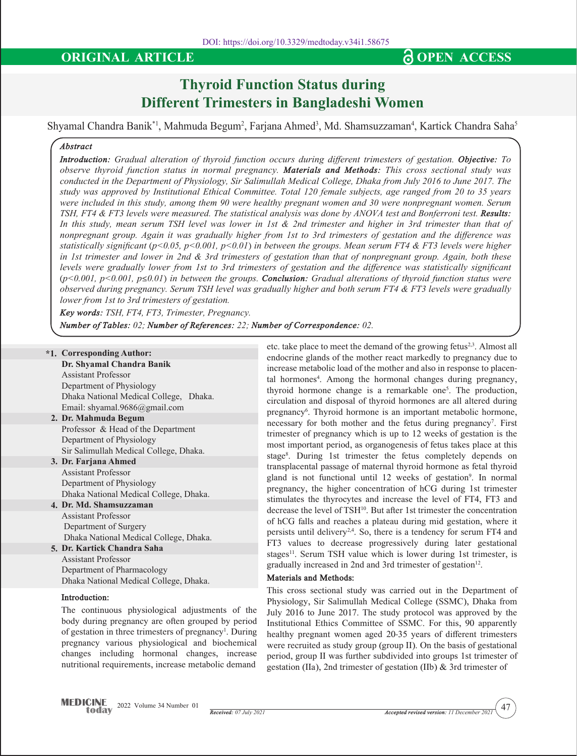DOI: https://doi.org/10.3329/medtoday.v34i1.58675

**ORIGINAL ARTICLE** **OPEN ACCESS**

# Thyroid Function Status during Different Trimesters in Bangladeshi Women

Shyamal Chandra Banik[*1], Mahmuda Begum[2], Farjana Ahmed[3], Md. Shamsuzzaman[4], Kartick Chandra Saha[5]

***Abstract***

***Introduction:*** *Gradual alteration of thyroid function occurs during different trimesters of gestation.* ***Objective:*** *To observe thyroid function status in normal pregnancy.* ***Materials and Methods:*** *This cross sectional study was conducted in the Department of Physiology, Sir Salimullah Medical College, Dhaka from July 2016 to June 2017. The study was approved by Institutional Ethical Committee. Total 120 female subjects, age ranged from 20 to 35 years were included in this study, among them 90 were healthy pregnant women and 30 were nonpregnant women. Serum TSH, FT4 & FT3 levels were measured. The statistical analysis was done by ANOVA test and Bonferroni test.* ***Results:*** *In this study, mean serum TSH level was lower in 1st & 2nd trimester and higher in 3rd trimester than that of nonpregnant group. Again it was gradually higher from 1st to 3rd trimesters of gestation and the difference was statistically significant ($p<0.05$, $p<0.001$, $p<0.01$) in between the groups. Mean serum FT4 & FT3 levels were higher in 1st trimester and lower in 2nd & 3rd trimesters of gestation than that of nonpregnant group. Again, both these levels were gradually lower from 1st to 3rd trimesters of gestation and the difference was statistically significant ($p<0.001$, $p<0.001$, $p\leq0.01$) in between the groups.* ***Conclusion:*** *Gradual alterations of thyroid function status were observed during pregnancy. Serum TSH level was gradually higher and both serum FT4 & FT3 levels were gradually lower from 1st to 3rd trimesters of gestation.*

***Key words:*** *TSH, FT4, FT3, Trimester, Pregnancy.*

***Number of Tables:*** *02;* ***Number of References:*** *22;* ***Number of Correspondence:*** *02.*

**\*1. Corresponding Author:**
**Dr. Shyamal Chandra Banik**
Assistant Professor
Department of Physiology
Dhaka National Medical College, Dhaka.
Email: shyamal.9686@gmail.com

**2. Dr. Mahmuda Begum**
Professor & Head of the Department
Department of Physiology
Sir Salimullah Medical College, Dhaka.

**3. Dr. Farjana Ahmed**
Assistant Professor
Department of Physiology
Dhaka National Medical College, Dhaka.

**4. Dr. Md. Shamsuzzaman**
Assistant Professor
Department of Surgery
Dhaka National Medical College, Dhaka.

**5. Dr. Kartick Chandra Saha**
Assistant Professor
Department of Pharmacology
Dhaka National Medical College, Dhaka.

## Introduction:

The continuous physiological adjustments of the body during pregnancy are often grouped by period of gestation in three trimesters of pregnancy[1]. During pregnancy various physiological and biochemical changes including hormonal changes, increase nutritional requirements, increase metabolic demand etc. take place to meet the demand of the growing fetus[2,3]. Almost all endocrine glands of the mother react markedly to pregnancy due to increase metabolic load of the mother and also in response to placental hormones[4]. Among the hormonal changes during pregnancy, thyroid hormone change is a remarkable one[5]. The production, circulation and disposal of thyroid hormones are all altered during pregnancy[6]. Thyroid hormone is an important metabolic hormone, necessary for both mother and the fetus during pregnancy[7]. First trimester of pregnancy which is up to 12 weeks of gestation is the most important period, as organogenesis of fetus takes place at this stage[8]. During 1st trimester the fetus completely depends on transplacental passage of maternal thyroid hormone as fetal thyroid gland is not functional until 12 weeks of gestation[9]. In normal pregnancy, the higher concentration of hCG during 1st trimester stimulates the thyrocytes and increase the level of FT4, FT3 and decrease the level of TSH[10]. But after 1st trimester the concentration of hCG falls and reaches a plateau during mid gestation, where it persists until delivery[2,4]. So, there is a tendency for serum FT4 and FT3 values to decrease progressively during later gestational stages[11]. Serum TSH value which is lower during 1st trimester, is gradually increased in 2nd and 3rd trimester of gestation[12].

## Materials and Methods:

This cross sectional study was carried out in the Department of Physiology, Sir Salimullah Medical College (SSMC), Dhaka from July 2016 to June 2017. The study protocol was approved by the Institutional Ethics Committee of SSMC. For this, 90 apparently healthy pregnant women aged 20-35 years of different trimesters were recruited as study group (group II). On the basis of gestational period, group II was further subdivided into groups 1st trimester of gestation (IIa), 2nd trimester of gestation (IIb) & 3rd trimester of

*Received: 07 July 2021* *Accepted revised version: 11 December 2021*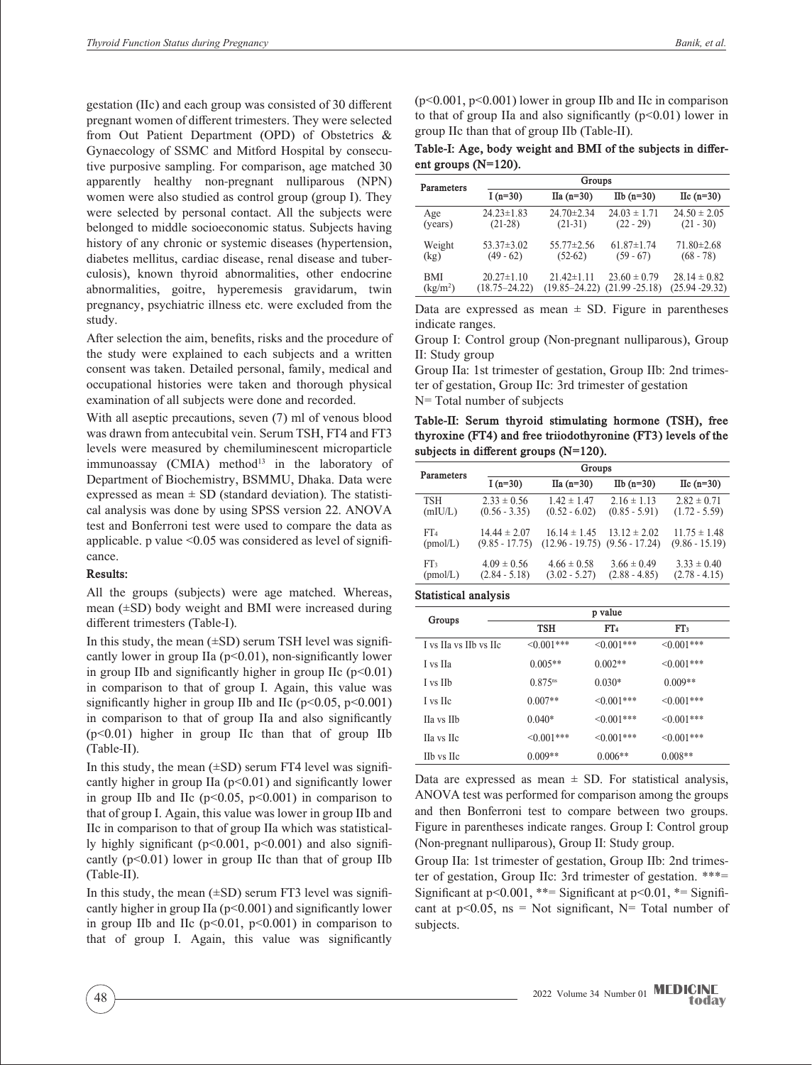gestation (IIc) and each group was consisted of 30 different pregnant women of different trimesters. They were selected from Out Patient Department (OPD) of Obstetrics & Gynaecology of SSMC and Mitford Hospital by consecutive purposive sampling. For comparison, age matched 30 apparently healthy non-pregnant nulliparous (NPN) women were also studied as control group (group I). They were selected by personal contact. All the subjects were belonged to middle socioeconomic status. Subjects having history of any chronic or systemic diseases (hypertension, diabetes mellitus, cardiac disease, renal disease and tuberculosis), known thyroid abnormalities, other endocrine abnormalities, goitre, hyperemesis gravidarum, twin pregnancy, psychiatric illness etc. were excluded from the study.

After selection the aim, benefits, risks and the procedure of the study were explained to each subjects and a written consent was taken. Detailed personal, family, medical and occupational histories were taken and thorough physical examination of all subjects were done and recorded.

With all aseptic precautions, seven (7) ml of venous blood was drawn from antecubital vein. Serum TSH, FT4 and FT3 levels were measured by chemiluminescent microparticle immunoassay (CMIA) method[13] in the laboratory of Department of Biochemistry, BSMMU, Dhaka. Data were expressed as mean ± SD (standard deviation). The statistical analysis was done by using SPSS version 22. ANOVA test and Bonferroni test were used to compare the data as applicable. p value <0.05 was considered as level of significance.

**Results:**

All the groups (subjects) were age matched. Whereas, mean (±SD) body weight and BMI were increased during different trimesters (Table-I).

In this study, the mean (±SD) serum TSH level was significantly lower in group IIa (p<0.01), non-significantly lower in group IIb and significantly higher in group IIc (p<0.01) in comparison to that of group I. Again, this value was significantly higher in group IIb and IIc (p<0.05, p<0.001) in comparison to that of group IIa and also significantly (p<0.01) higher in group IIc than that of group IIb (Table-II).

In this study, the mean (±SD) serum FT4 level was significantly higher in group IIa (p<0.01) and significantly lower in group IIb and IIc (p<0.05, p<0.001) in comparison to that of group I. Again, this value was lower in group IIb and IIc in comparison to that of group IIa which was statistically highly significant (p<0.001, p<0.001) and also significantly (p<0.01) lower in group IIc than that of group IIb (Table-II).

In this study, the mean (±SD) serum FT3 level was significantly higher in group IIa (p<0.001) and significantly lower in group IIb and IIc (p<0.01, p<0.001) in comparison to that of group I. Again, this value was significantly (p<0.001, p<0.001) lower in group IIb and IIc in comparison to that of group IIa and also significantly (p<0.01) lower in group IIc than that of group IIb (Table-II).

**Table-I: Age, body weight and BMI of the subjects in different groups (N=120).**

| Parameters | Groups | | | |
|---|---|---|---|---|
| | I (n=30) | IIa (n=30) | IIb (n=30) | IIc (n=30) |
| Age (years) | 24.23±1.83 (21-28) | 24.70±2.34 (21-31) | 24.03 ± 1.71 (22 - 29) | 24.50 ± 2.05 (21 - 30) |
| Weight (kg) | 53.37±3.02 (49 - 62) | 55.77±2.56 (52-62) | 61.87±1.74 (59 - 67) | 71.80±2.68 (68 - 78) |
| BMI ($kg/m^2$) | 20.27±1.10 (18.75–24.22) | 21.42±1.11 (19.85–24.22) | 23.60 ± 0.79 (21.99 -25.18) | 28.14 ± 0.82 (25.94 -29.32) |

Data are expressed as mean ± SD. Figure in parentheses indicate ranges.

Group I: Control group (Non-pregnant nulliparous), Group II: Study group

Group IIa: 1st trimester of gestation, Group IIb: 2nd trimester of gestation, Group IIc: 3rd trimester of gestation

N= Total number of subjects

**Table-II: Serum thyroid stimulating hormone (TSH), free thyroxine (FT4) and free triiodothyronine (FT3) levels of the subjects in different groups (N=120).**

| Parameters | Groups | | | |
|---|---|---|---|---|
| | I (n=30) | IIa (n=30) | IIb (n=30) | IIc (n=30) |
| TSH (mIU/L) | 2.33 ± 0.56 (0.56 - 3.35) | 1.42 ± 1.47 (0.52 - 6.02) | 2.16 ± 1.13 (0.85 - 5.91) | 2.82 ± 0.71 (1.72 - 5.59) |
| $FT_4$ (pmol/L) | 14.44 ± 2.07 (9.85 - 17.75) | 16.14 ± 1.45 (12.96 - 19.75) | 13.12 ± 2.02 (9.56 - 17.24) | 11.75 ± 1.48 (9.86 - 15.19) |
| $FT_3$ (pmol/L) | 4.09 ± 0.56 (2.84 - 5.18) | 4.66 ± 0.58 (3.02 - 5.27) | 3.66 ± 0.49 (2.88 - 4.85) | 3.33 ± 0.40 (2.78 - 4.15) |

**Statistical analysis**

| Groups | p value | | |
|---|---|---|---|
| | TSH | $FT_4$ | $FT_3$ |
| I vs IIa vs IIb vs IIc | <0.001*** | <0.001*** | <0.001*** |
| I vs IIa | 0.005** | 0.002** | <0.001*** |
| I vs IIb | 0.875[ns] | 0.030* | 0.009** |
| I vs IIc | 0.007** | <0.001*** | <0.001*** |
| IIa vs IIb | 0.040* | <0.001*** | <0.001*** |
| IIa vs IIc | <0.001*** | <0.001*** | <0.001*** |
| IIb vs IIc | 0.009** | 0.006** | 0.008** |

Data are expressed as mean ± SD. For statistical analysis, ANOVA test was performed for comparison among the groups and then Bonferroni test to compare between two groups. Figure in parentheses indicate ranges. Group I: Control group (Non-pregnant nulliparous), Group II: Study group.

Group IIa: 1st trimester of gestation, Group IIb: 2nd trimester of gestation, Group IIc: 3rd trimester of gestation. ***= Significant at p<0.001, **= Significant at p<0.01, *= Significant at p<0.05, ns = Not significant, N= Total number of subjects.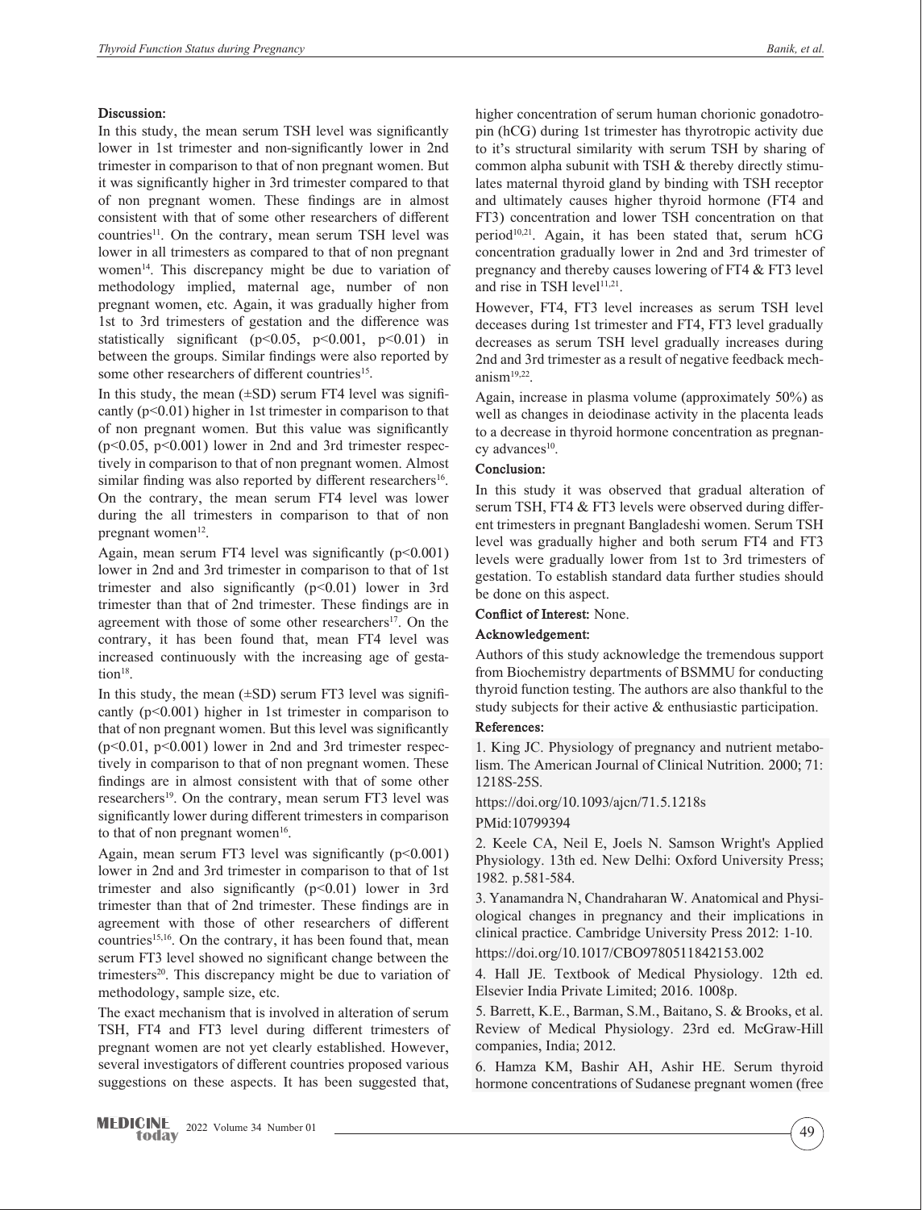### Discussion:

In this study, the mean serum TSH level was significantly lower in 1st trimester and non-significantly lower in 2nd trimester in comparison to that of non pregnant women. But it was significantly higher in 3rd trimester compared to that of non pregnant women. These findings are in almost consistent with that of some other researchers of different countries[11]. On the contrary, mean serum TSH level was lower in all trimesters as compared to that of non pregnant women[14]. This discrepancy might be due to variation of methodology implied, maternal age, number of non pregnant women, etc. Again, it was gradually higher from 1st to 3rd trimesters of gestation and the difference was statistically significant ($p<0.05$, $p<0.001$, $p<0.01$) in between the groups. Similar findings were also reported by some other researchers of different countries[15].

In this study, the mean (±SD) serum FT4 level was significantly ($p<0.01$) higher in 1st trimester in comparison to that of non pregnant women. But this value was significantly ($p<0.05$, $p<0.001$) lower in 2nd and 3rd trimester respectively in comparison to that of non pregnant women. Almost similar finding was also reported by different researchers[16]. On the contrary, the mean serum FT4 level was lower during the all trimesters in comparison to that of non pregnant women[12].

Again, mean serum FT4 level was significantly ($p<0.001$) lower in 2nd and 3rd trimester in comparison to that of 1st trimester and also significantly ($p<0.01$) lower in 3rd trimester than that of 2nd trimester. These findings are in agreement with those of some other researchers[17]. On the contrary, it has been found that, mean FT4 level was increased continuously with the increasing age of gestation[18].

In this study, the mean (±SD) serum FT3 level was significantly ($p<0.001$) higher in 1st trimester in comparison to that of non pregnant women. But this level was significantly ($p<0.01$, $p<0.001$) lower in 2nd and 3rd trimester respectively in comparison to that of non pregnant women. These findings are in almost consistent with that of some other researchers[19]. On the contrary, mean serum FT3 level was significantly lower during different trimesters in comparison to that of non pregnant women[16].

Again, mean serum FT3 level was significantly ($p<0.001$) lower in 2nd and 3rd trimester in comparison to that of 1st trimester and also significantly ($p<0.01$) lower in 3rd trimester than that of 2nd trimester. These findings are in agreement with those of other researchers of different countries[15,16]. On the contrary, it has been found that, mean serum FT3 level showed no significant change between the trimesters[20]. This discrepancy might be due to variation of methodology, sample size, etc.

The exact mechanism that is involved in alteration of serum TSH, FT4 and FT3 level during different trimesters of pregnant women are not yet clearly established. However, several investigators of different countries proposed various suggestions on these aspects. It has been suggested that, higher concentration of serum human chorionic gonadotropin (hCG) during 1st trimester has thyrotropic activity due to it's structural similarity with serum TSH by sharing of common alpha subunit with TSH & thereby directly stimulates maternal thyroid gland by binding with TSH receptor and ultimately causes higher thyroid hormone (FT4 and FT3) concentration and lower TSH concentration on that period[10,21]. Again, it has been stated that, serum hCG concentration gradually lower in 2nd and 3rd trimester of pregnancy and thereby causes lowering of FT4 & FT3 level and rise in TSH level[11,21].

However, FT4, FT3 level increases as serum TSH level deceases during 1st trimester and FT4, FT3 level gradually decreases as serum TSH level gradually increases during 2nd and 3rd trimester as a result of negative feedback mechanism[19,22].

Again, increase in plasma volume (approximately 50%) as well as changes in deiodinase activity in the placenta leads to a decrease in thyroid hormone concentration as pregnancy advances[10].

### Conclusion:

In this study it was observed that gradual alteration of serum TSH, FT4 & FT3 levels were observed during different trimesters in pregnant Bangladeshi women. Serum TSH level was gradually higher and both serum FT4 and FT3 levels were gradually lower from 1st to 3rd trimesters of gestation. To establish standard data further studies should be done on this aspect.

**Conflict of Interest:** None.

### Acknowledgement:

Authors of this study acknowledge the tremendous support from Biochemistry departments of BSMMU for conducting thyroid function testing. The authors are also thankful to the study subjects for their active & enthusiastic participation.

### References:

1. King JC. Physiology of pregnancy and nutrient metabolism. The American Journal of Clinical Nutrition. 2000; 71: 1218S-25S.
https://doi.org/10.1093/ajcn/71.5.1218s
PMid:10799394

2. Keele CA, Neil E, Joels N. Samson Wright's Applied Physiology. 13th ed. New Delhi: Oxford University Press; 1982. p.581-584.

3. Yanamandra N, Chandraharan W. Anatomical and Physiological changes in pregnancy and their implications in clinical practice. Cambridge University Press 2012: 1-10.
https://doi.org/10.1017/CBO9780511842153.002

4. Hall JE. Textbook of Medical Physiology. 12th ed. Elsevier India Private Limited; 2016. 1008p.

5. Barrett, K.E., Barman, S.M., Baitano, S. & Brooks, et al. Review of Medical Physiology. 23rd ed. McGraw-Hill companies, India; 2012.

6. Hamza KM, Bashir AH, Ashir HE. Serum thyroid hormone concentrations of Sudanese pregnant women (free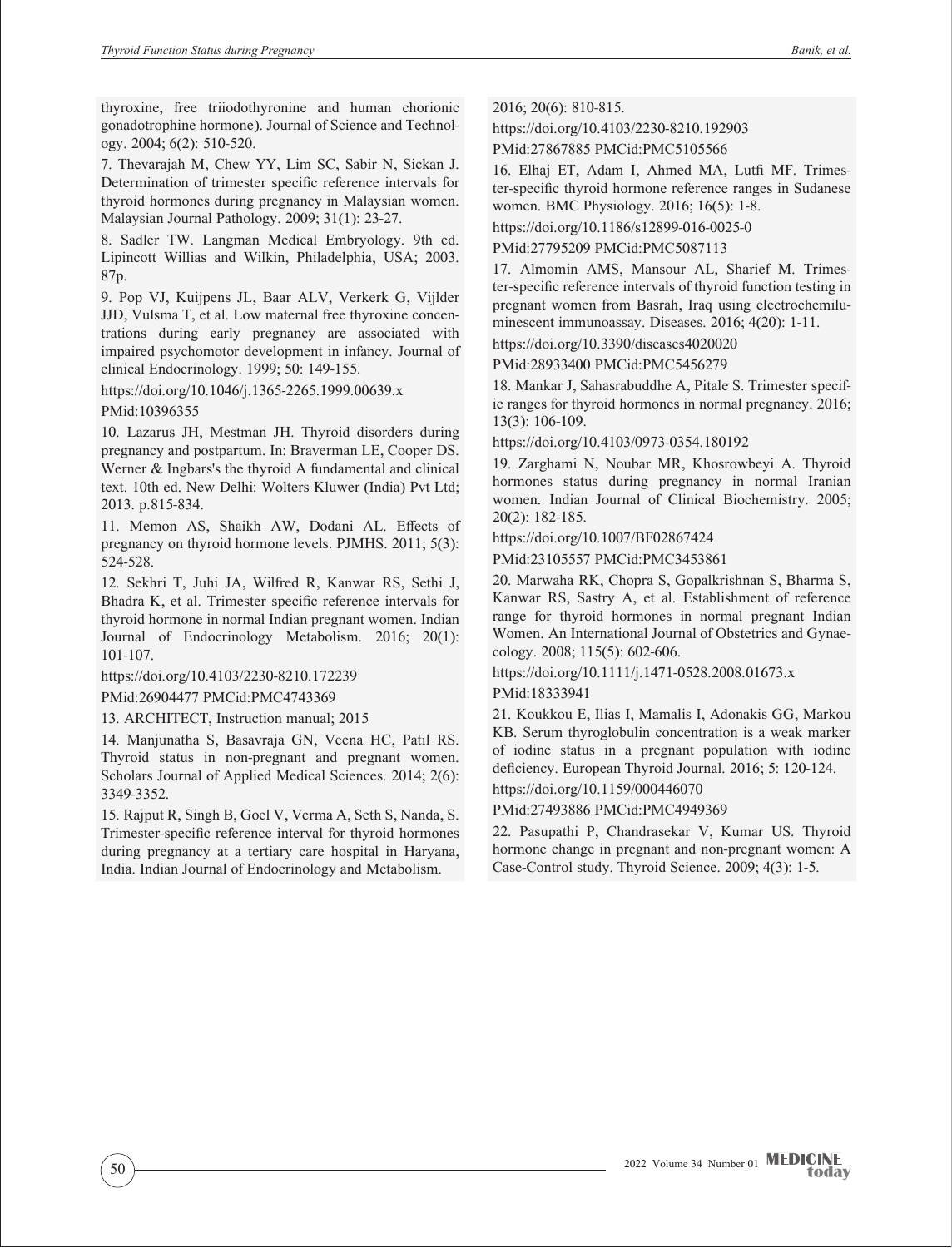thyroxine, free triiodothyronine and human chorionic gonadotrophine hormone). Journal of Science and Technology. 2004; 6(2): 510-520.

7. Thevarajah M, Chew YY, Lim SC, Sabir N, Sickan J. Determination of trimester specific reference intervals for thyroid hormones during pregnancy in Malaysian women. Malaysian Journal Pathology. 2009; 31(1): 23-27.

8. Sadler TW. Langman Medical Embryology. 9th ed. Lipincott Willias and Wilkin, Philadelphia, USA; 2003. 87p.

9. Pop VJ, Kuijpens JL, Baar ALV, Verkerk G, Vijlder JJD, Vulsma T, et al. Low maternal free thyroxine concentrations during early pregnancy are associated with impaired psychomotor development in infancy. Journal of clinical Endocrinology. 1999; 50: 149-155.

https://doi.org/10.1046/j.1365-2265.1999.00639.x

PMid:10396355

10. Lazarus JH, Mestman JH. Thyroid disorders during pregnancy and postpartum. In: Braverman LE, Cooper DS. Werner & Ingbars's the thyroid A fundamental and clinical text. 10th ed. New Delhi: Wolters Kluwer (India) Pvt Ltd; 2013. p.815-834.

11. Memon AS, Shaikh AW, Dodani AL. Effects of pregnancy on thyroid hormone levels. PJMHS. 2011; 5(3): 524-528.

12. Sekhri T, Juhi JA, Wilfred R, Kanwar RS, Sethi J, Bhadra K, et al. Trimester specific reference intervals for thyroid hormone in normal Indian pregnant women. Indian Journal of Endocrinology Metabolism. 2016; 20(1): 101-107.

https://doi.org/10.4103/2230-8210.172239

PMid:26904477 PMCid:PMC4743369

13. ARCHITECT, Instruction manual; 2015

14. Manjunatha S, Basavraja GN, Veena HC, Patil RS. Thyroid status in non-pregnant and pregnant women. Scholars Journal of Applied Medical Sciences. 2014; 2(6): 3349-3352.

15. Rajput R, Singh B, Goel V, Verma A, Seth S, Nanda, S. Trimester-specific reference interval for thyroid hormones during pregnancy at a tertiary care hospital in Haryana, India. Indian Journal of Endocrinology and Metabolism. 2016; 20(6): 810-815.

https://doi.org/10.4103/2230-8210.192903

PMid:27867885 PMCid:PMC5105566

16. Elhaj ET, Adam I, Ahmed MA, Lutfi MF. Trimester-specific thyroid hormone reference ranges in Sudanese women. BMC Physiology. 2016; 16(5): 1-8.

https://doi.org/10.1186/s12899-016-0025-0

PMid:27795209 PMCid:PMC5087113

17. Almomin AMS, Mansour AL, Sharief M. Trimester-specific reference intervals of thyroid function testing in pregnant women from Basrah, Iraq using electrochemiluminescent immunoassay. Diseases. 2016; 4(20): 1-11.

https://doi.org/10.3390/diseases4020020

PMid:28933400 PMCid:PMC5456279

18. Mankar J, Sahasrabuddhe A, Pitale S. Trimester specific ranges for thyroid hormones in normal pregnancy. 2016; 13(3): 106-109.

https://doi.org/10.4103/0973-0354.180192

19. Zarghami N, Noubar MR, Khosrowbeyi A. Thyroid hormones status during pregnancy in normal Iranian women. Indian Journal of Clinical Biochemistry. 2005; 20(2): 182-185.

https://doi.org/10.1007/BF02867424

PMid:23105557 PMCid:PMC3453861

20. Marwaha RK, Chopra S, Gopalkrishnan S, Bharma S, Kanwar RS, Sastry A, et al. Establishment of reference range for thyroid hormones in normal pregnant Indian Women. An International Journal of Obstetrics and Gynaecology. 2008; 115(5): 602-606.

https://doi.org/10.1111/j.1471-0528.2008.01673.x

PMid:18333941

21. Koukkou E, Ilias I, Mamalis I, Adonakis GG, Markou KB. Serum thyroglobulin concentration is a weak marker of iodine status in a pregnant population with iodine deficiency. European Thyroid Journal. 2016; 5: 120-124.

https://doi.org/10.1159/000446070

PMid:27493886 PMCid:PMC4949369

22. Pasupathi P, Chandrasekar V, Kumar US. Thyroid hormone change in pregnant and non-pregnant women: A Case-Control study. Thyroid Science. 2009; 4(3): 1-5.